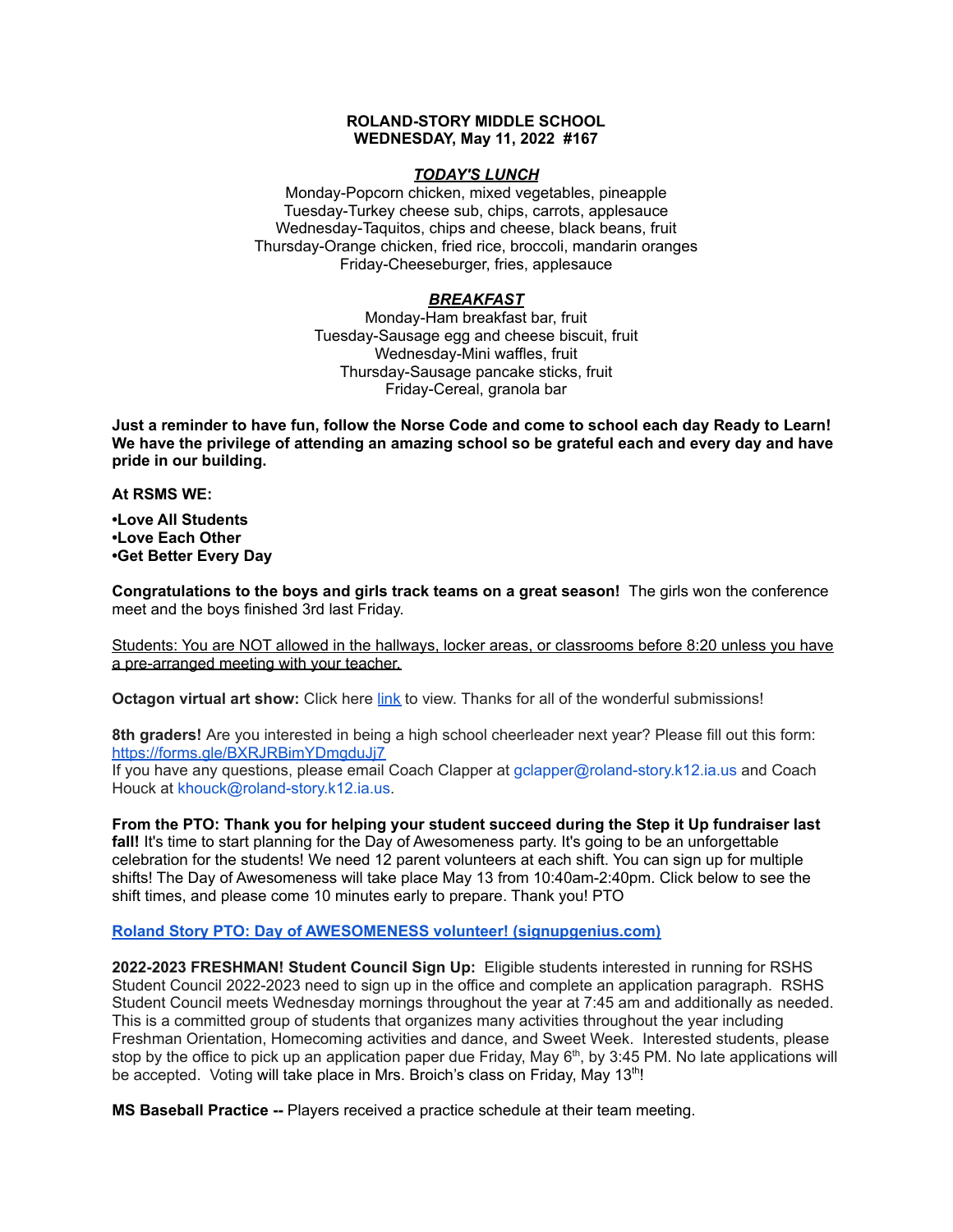**ROLAND-STORY MIDDLE SCHOOL**
**WEDNESDAY, May 11, 2022 #167**

***TODAY'S LUNCH***

Monday-Popcorn chicken, mixed vegetables, pineapple
Tuesday-Turkey cheese sub, chips, carrots, applesauce
Wednesday-Taquitos, chips and cheese, black beans, fruit
Thursday-Orange chicken, fried rice, broccoli, mandarin oranges
Friday-Cheeseburger, fries, applesauce

***BREAKFAST***

Monday-Ham breakfast bar, fruit
Tuesday-Sausage egg and cheese biscuit, fruit
Wednesday-Mini waffles, fruit
Thursday-Sausage pancake sticks, fruit
Friday-Cereal, granola bar

**Just a reminder to have fun, follow the Norse Code and come to school each day Ready to Learn! We have the privilege of attending an amazing school so be grateful each and every day and have pride in our building.**

**At RSMS WE:**

**•Love All Students**
**•Love Each Other**
**•Get Better Every Day**

**Congratulations to the boys and girls track teams on a great season!** The girls won the conference meet and the boys finished 3rd last Friday.

Students: You are NOT allowed in the hallways, locker areas, or classrooms before 8:20 unless you have a pre-arranged meeting with your teacher.

**Octagon virtual art show:** Click here link to view. Thanks for all of the wonderful submissions!

**8th graders!** Are you interested in being a high school cheerleader next year? Please fill out this form: https://forms.gle/BXRJRBimYDmgduJj7
If you have any questions, please email Coach Clapper at gclapper@roland-story.k12.ia.us and Coach Houck at khouck@roland-story.k12.ia.us.

**From the PTO: Thank you for helping your student succeed during the Step it Up fundraiser last fall!** It's time to start planning for the Day of Awesomeness party. It's going to be an unforgettable celebration for the students! We need 12 parent volunteers at each shift. You can sign up for multiple shifts! The Day of Awesomeness will take place May 13 from 10:40am-2:40pm. Click below to see the shift times, and please come 10 minutes early to prepare. Thank you! PTO

**Roland Story PTO: Day of AWESOMENESS volunteer! (signupgenius.com)**

**2022-2023 FRESHMAN! Student Council Sign Up:** Eligible students interested in running for RSHS Student Council 2022-2023 need to sign up in the office and complete an application paragraph. RSHS Student Council meets Wednesday mornings throughout the year at 7:45 am and additionally as needed. This is a committed group of students that organizes many activities throughout the year including Freshman Orientation, Homecoming activities and dance, and Sweet Week. Interested students, please stop by the office to pick up an application paper due Friday, May 6th, by 3:45 PM. No late applications will be accepted. Voting will take place in Mrs. Broich's class on Friday, May 13th!

**MS Baseball Practice --** Players received a practice schedule at their team meeting.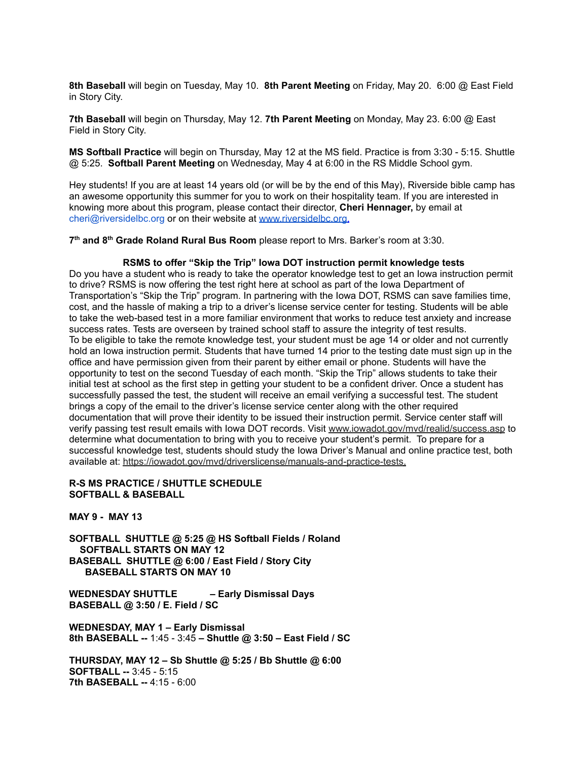**8th Baseball** will begin on Tuesday, May 10. **8th Parent Meeting** on Friday, May 20. 6:00 @ East Field in Story City.

**7th Baseball** will begin on Thursday, May 12. **7th Parent Meeting** on Monday, May 23. 6:00 @ East Field in Story City.

**MS Softball Practice** will begin on Thursday, May 12 at the MS field. Practice is from 3:30 - 5:15. Shuttle @ 5:25. **Softball Parent Meeting** on Wednesday, May 4 at 6:00 in the RS Middle School gym.

Hey students! If you are at least 14 years old (or will be by the end of this May), Riverside bible camp has an awesome opportunity this summer for you to work on their hospitality team. If you are interested in knowing more about this program, please contact their director, **Cheri Hennager,** by email at cheri@riversidelbc.org or on their website at [www.riversidelbc.org.](www.riversidelbc.org)

**7th and 8th Grade Roland Rural Bus Room** please report to Mrs. Barker's room at 3:30.

**RSMS to offer "Skip the Trip" Iowa DOT instruction permit knowledge tests**

Do you have a student who is ready to take the operator knowledge test to get an Iowa instruction permit to drive? RSMS is now offering the test right here at school as part of the Iowa Department of Transportation's "Skip the Trip" program. In partnering with the Iowa DOT, RSMS can save families time, cost, and the hassle of making a trip to a driver's license service center for testing. Students will be able to take the web-based test in a more familiar environment that works to reduce test anxiety and increase success rates. Tests are overseen by trained school staff to assure the integrity of test results.

To be eligible to take the remote knowledge test, your student must be age 14 or older and not currently hold an Iowa instruction permit. Students that have turned 14 prior to the testing date must sign up in the office and have permission given from their parent by either email or phone. Students will have the opportunity to test on the second Tuesday of each month. "Skip the Trip" allows students to take their initial test at school as the first step in getting your student to be a confident driver. Once a student has successfully passed the test, the student will receive an email verifying a successful test. The student brings a copy of the email to the driver's license service center along with the other required documentation that will prove their identity to be issued their instruction permit. Service center staff will verify passing test result emails with Iowa DOT records. Visit www.iowadot.gov/mvd/realid/success.asp to determine what documentation to bring with you to receive your student's permit. To prepare for a successful knowledge test, students should study the Iowa Driver's Manual and online practice test, both available at: https://iowadot.gov/mvd/driverslicense/manuals-and-practice-tests.

**R-S MS PRACTICE / SHUTTLE SCHEDULE**
**SOFTBALL & BASEBALL**

**MAY 9 - MAY 13**

**SOFTBALL SHUTTLE @ 5:25 @ HS Softball Fields / Roland**
**SOFTBALL STARTS ON MAY 12**
**BASEBALL SHUTTLE @ 6:00 / East Field / Story City**
**BASEBALL STARTS ON MAY 10**

**WEDNESDAY SHUTTLE – Early Dismissal Days**
**BASEBALL @ 3:50 / E. Field / SC**

**WEDNESDAY, MAY 1 – Early Dismissal**
**8th BASEBALL --** 1:45 - 3:45 **– Shuttle @ 3:50 – East Field / SC**

**THURSDAY, MAY 12 – Sb Shuttle @ 5:25 / Bb Shuttle @ 6:00**
**SOFTBALL --** 3:45 - 5:15
**7th BASEBALL --** 4:15 - 6:00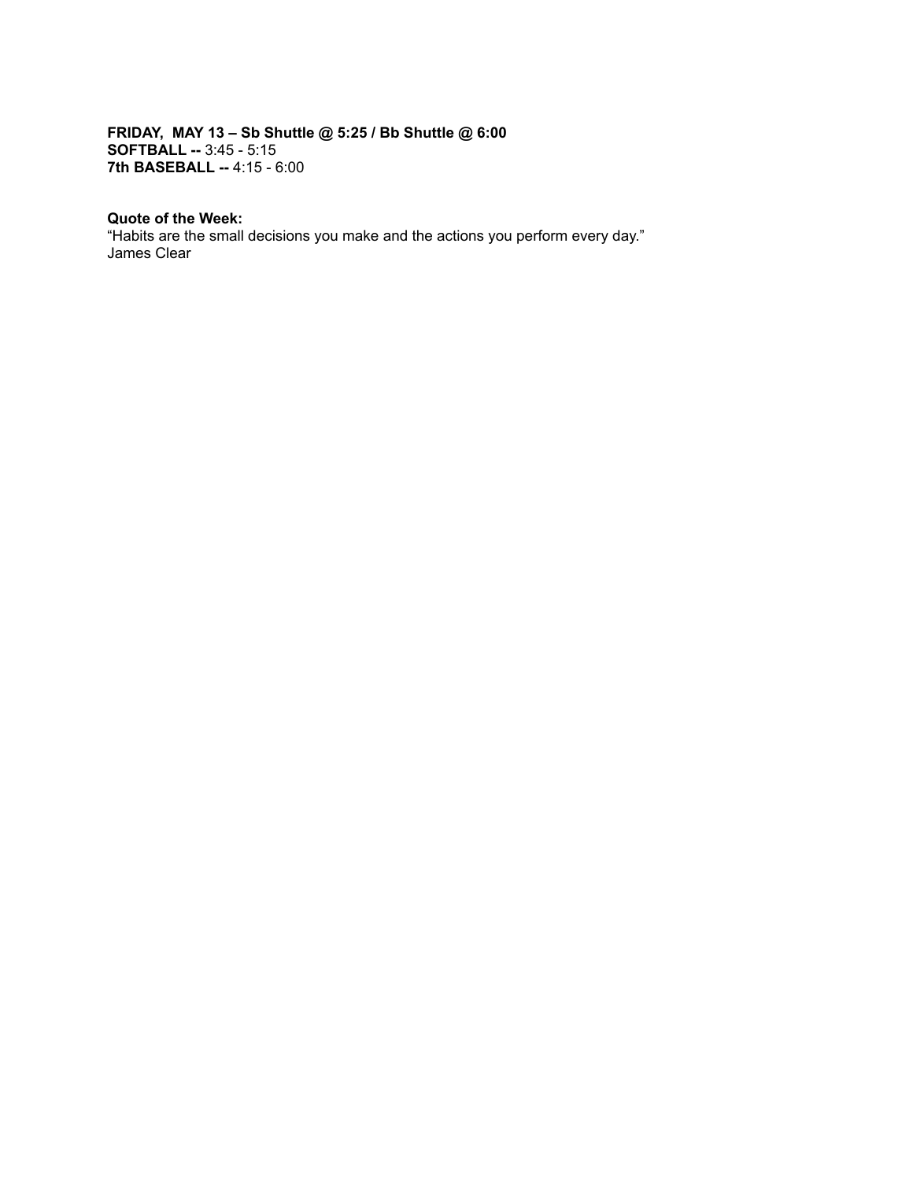**FRIDAY, MAY 13 – Sb Shuttle @ 5:25 / Bb Shuttle @ 6:00**
**SOFTBALL --** 3:45 - 5:15
**7th BASEBALL --** 4:15 - 6:00

**Quote of the Week:**
"Habits are the small decisions you make and the actions you perform every day."
James Clear